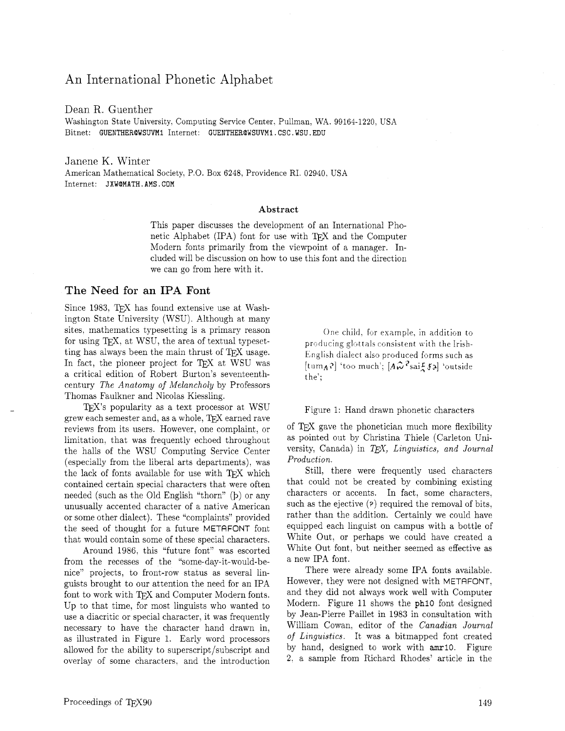# An International Phonetic Alphabet

Dean R. Guenther
Washington State University, Computing Service Center, Pullman, WA. 99164-1220, USA
Bitnet: GUENTHER@WSUVM1 Internet: GUENTHER@WSUVM1.CSC.WSU.EDU

Janene K. Winter
American Mathematical Society, P.O. Box 6248, Providence RI. 02940, USA
Internet: JXW@MATH.AMS.COM

### Abstract

This paper discusses the development of an International Phonetic Alphabet (IPA) font for use with TEX and the Computer Modern fonts primarily from the viewpoint of a manager. Included will be discussion on how to use this font and the direction we can go from here with it.

## The Need for an IPA Font

Since 1983, TEX has found extensive use at Washington State University (WSU). Although at many sites, mathematics typesetting is a primary reason for using TEX, at WSU, the area of textual typesetting has always been the main thrust of TEX usage. In fact, the pioneer project for TEX at WSU was a critical edition of Robert Burton's seventeenth-century *The Anatomy of Melancholy* by Professors Thomas Faulkner and Nicolas Kiessling.

TEX's popularity as a text processor at WSU grew each semester and, as a whole, TEX earned rave reviews from its users. However, one complaint, or limitation, that was frequently echoed throughout the halls of the WSU Computing Service Center (especially from the liberal arts departments), was the lack of fonts available for use with TEX which contained certain special characters that were often needed (such as the Old English "thorn" (þ) or any unusually accented character of a native American or some other dialect). These "complaints" provided the seed of thought for a future METAFONT font that would contain some of these special characters.

Around 1986, this "future font" was escorted from the recesses of the "some-day-it-would-be-nice" projects, to front-row status as several linguists brought to our attention the need for an IPA font to work with TEX and Computer Modern fonts. Up to that time, for most linguists who wanted to use a diacritic or special character, it was frequently necessary to have the character hand drawn in, as illustrated in Figure 1. Early word processors allowed for the ability to superscript/subscript and overlay of some characters, and the introduction

> One child, for example, in addition to producing glottals consistent with the Irish-English dialect also produced forms such as [tumʌʔ] 'too much'; [ʌw̃ʔsaiʈʃə] 'outside the';

Figure 1: Hand drawn phonetic characters

of TEX gave the phonetician much more flexibility as pointed out by Christina Thiele (Carleton University, Canada) in *TEX, Linguistics, and Journal Production.*

Still, there were frequently used characters that could not be created by combining existing characters or accents. In fact, some characters, such as the ejective (ʔ) required the removal of bits, rather than the addition. Certainly we could have equipped each linguist on campus with a bottle of White Out, or perhaps we could have created a White Out font, but neither seemed as effective as a new IPA font.

There were already some IPA fonts available. However, they were not designed with METAFONT, and they did not always work well with Computer Modern. Figure 11 shows the ph10 font designed by Jean-Pierre Paillet in 1983 in consultation with William Cowan, editor of the *Canadian Journal of Linguistics*. It was a bitmapped font created by hand, designed to work with amr10. Figure 2, a sample from Richard Rhodes' article in the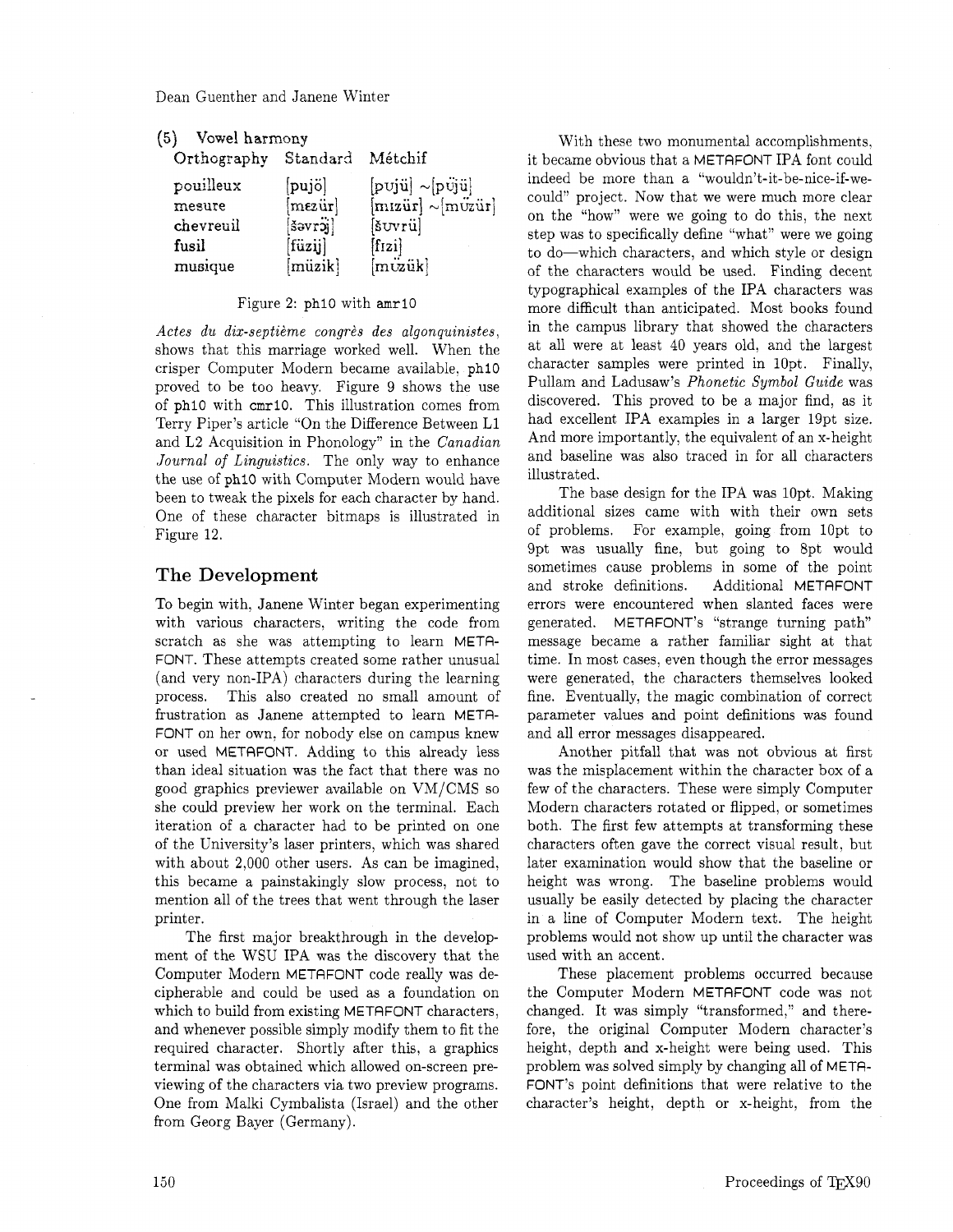(5) Vowel harmony

| Orthography | Standard | Métchif |
|---|---|---|
| pouilleux | [pujö] | [pʊjü] ~[pʊ̈jü] |
| mesure | [mɛzür] | [mɪzür] ~[mʊ̈zür] |
| chevreuil | [šəvrɔ̈j] | [šʊvrü] |
| fusil | [füzij] | [fɪzi] |
| musique | [müzik] | [mʊ̈zük] |

Figure 2: ph10 with amr10

*Actes du dix-septième congrès des algonquinistes*, shows that this marriage worked well. When the crisper Computer Modern became available, ph10 proved to be too heavy. Figure 9 shows the use of ph10 with cmr10. This illustration comes from Terry Piper's article "On the Difference Between L1 and L2 Acquisition in Phonology" in the *Canadian Journal of Linguistics*. The only way to enhance the use of ph10 with Computer Modern would have been to tweak the pixels for each character by hand. One of these character bitmaps is illustrated in Figure 12.

## The Development

To begin with, Janene Winter began experimenting with various characters, writing the code from scratch as she was attempting to learn METAFONT. These attempts created some rather unusual (and very non-IPA) characters during the learning process. This also created no small amount of frustration as Janene attempted to learn METAFONT on her own, for nobody else on campus knew or used METAFONT. Adding to this already less than ideal situation was the fact that there was no good graphics previewer available on VM/CMS so she could preview her work on the terminal. Each iteration of a character had to be printed on one of the University's laser printers, which was shared with about 2,000 other users. As can be imagined, this became a painstakingly slow process, not to mention all of the trees that went through the laser printer.

The first major breakthrough in the development of the WSU IPA was the discovery that the Computer Modern METAFONT code really was decipherable and could be used as a foundation on which to build from existing METAFONT characters, and whenever possible simply modify them to fit the required character. Shortly after this, a graphics terminal was obtained which allowed on-screen previewing of the characters via two preview programs. One from Malki Cymbalista (Israel) and the other from Georg Bayer (Germany).

With these two monumental accomplishments, it became obvious that a METAFONT IPA font could indeed be more than a "wouldn't-it-be-nice-if-we-could" project. Now that we were much more clear on the "how" were we going to do this, the next step was to specifically define "what" were we going to do—which characters, and which style or design of the characters would be used. Finding decent typographical examples of the IPA characters was more difficult than anticipated. Most books found in the campus library that showed the characters at all were at least 40 years old, and the largest character samples were printed in 10pt. Finally, Pullam and Ladusaw's *Phonetic Symbol Guide* was discovered. This proved to be a major find, as it had excellent IPA examples in a larger 19pt size. And more importantly, the equivalent of an x-height and baseline was also traced in for all characters illustrated.

The base design for the IPA was 10pt. Making additional sizes came with with their own sets of problems. For example, going from 10pt to 9pt was usually fine, but going to 8pt would sometimes cause problems in some of the point and stroke definitions. Additional METAFONT errors were encountered when slanted faces were generated. METAFONT's "strange turning path" message became a rather familiar sight at that time. In most cases, even though the error messages were generated, the characters themselves looked fine. Eventually, the magic combination of correct parameter values and point definitions was found and all error messages disappeared.

Another pitfall that was not obvious at first was the misplacement within the character box of a few of the characters. These were simply Computer Modern characters rotated or flipped, or sometimes both. The first few attempts at transforming these characters often gave the correct visual result, but later examination would show that the baseline or height was wrong. The baseline problems would usually be easily detected by placing the character in a line of Computer Modern text. The height problems would not show up until the character was used with an accent.

These placement problems occurred because the Computer Modern METAFONT code was not changed. It was simply "transformed," and therefore, the original Computer Modern character's height, depth and x-height were being used. This problem was solved simply by changing all of METAFONT's point definitions that were relative to the character's height, depth or x-height, from the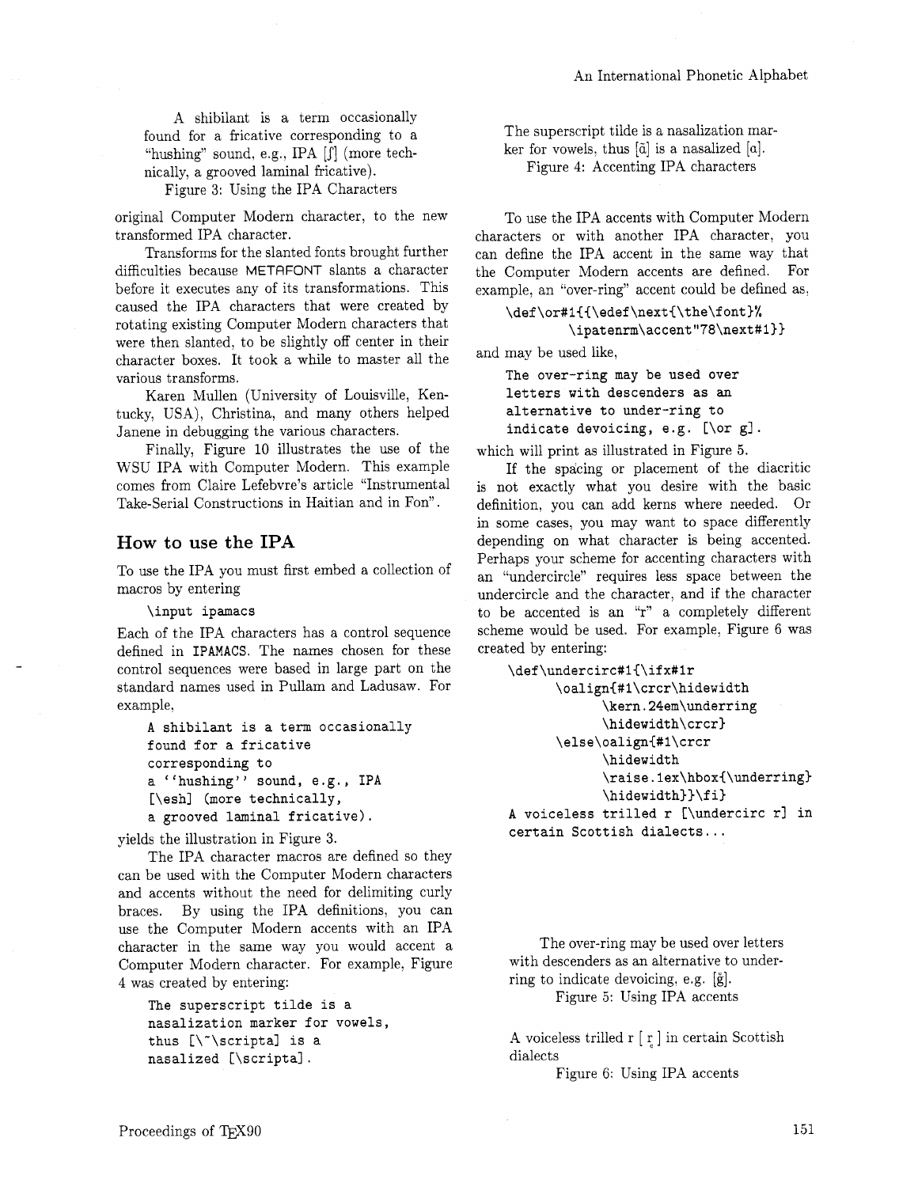A shibilant is a term occasionally found for a fricative corresponding to a "hushing" sound, e.g., IPA [ʃ] (more technically, a grooved laminal fricative).

Figure 3: Using the IPA Characters

original Computer Modern character, to the new transformed IPA character.

Transforms for the slanted fonts brought further difficulties because METAFONT slants a character before it executes any of its transformations. This caused the IPA characters that were created by rotating existing Computer Modern characters that were then slanted, to be slightly off center in their character boxes. It took a while to master all the various transforms.

Karen Mullen (University of Louisville, Kentucky, USA), Christina, and many others helped Janene in debugging the various characters.

Finally, Figure 10 illustrates the use of the WSU IPA with Computer Modern. This example comes from Claire Lefebvre's article "Instrumental Take-Serial Constructions in Haitian and in Fon".

## How to use the IPA

To use the IPA you must first embed a collection of macros by entering

```
\input ipamacs
```

Each of the IPA characters has a control sequence defined in IPAMACS. The names chosen for these control sequences were based in large part on the standard names used in Pullam and Ladusaw. For example,

```
A shibilant is a term occasionally
found for a fricative
corresponding to
a ``hushing'' sound, e.g., IPA
[\esh] (more technically,
a grooved laminal fricative).
```

yields the illustration in Figure 3.

The IPA character macros are defined so they can be used with the Computer Modern characters and accents without the need for delimiting curly braces. By using the IPA definitions, you can use the Computer Modern accents with an IPA character in the same way you would accent a Computer Modern character. For example, Figure 4 was created by entering:

```
The superscript tilde is a
nasalization marker for vowels,
thus [\~\scripta] is a
nasalized [\scripta].
```

The superscript tilde is a nasalization marker for vowels, thus [ɑ̃] is a nasalized [ɑ].

Figure 4: Accenting IPA characters

To use the IPA accents with Computer Modern characters or with another IPA character, you can define the IPA accent in the same way that the Computer Modern accents are defined. For example, an "over-ring" accent could be defined as,

```
\def\or#1{{\edef\next{\the\font}%
        \ipatenrm\accent"78\next#1}}
```

and may be used like,

```
The over-ring may be used over
letters with descenders as an
alternative to under-ring to
indicate devoicing, e.g. [\or g].
```

which will print as illustrated in Figure 5.

If the spacing or placement of the diacritic is not exactly what you desire with the basic definition, you can add kerns where needed. Or in some cases, you may want to space differently depending on what character is being accented. Perhaps your scheme for accenting characters with an "undercircle" requires less space between the undercircle and the character, and if the character to be accented is an "r" a completely different scheme would be used. For example, Figure 6 was created by entering:

```
\def\undercirc#1{\ifx#1r
      \oalign{#1\crcr\hidewidth
            \kern.24em\underring
            \hidewidth\crcr}
      \else\oalign{#1\crcr
            \hidewidth
            \raise.1ex\hbox{\underring}
            \hidewidth}}\fi}
A voiceless trilled r [\undercirc r] in
certain Scottish dialects...
```

The over-ring may be used over letters with descenders as an alternative to under-ring to indicate devoicing, e.g. [g̊].

Figure 5: Using IPA accents

A voiceless trilled r [ r̥ ] in certain Scottish dialects

Figure 6: Using IPA accents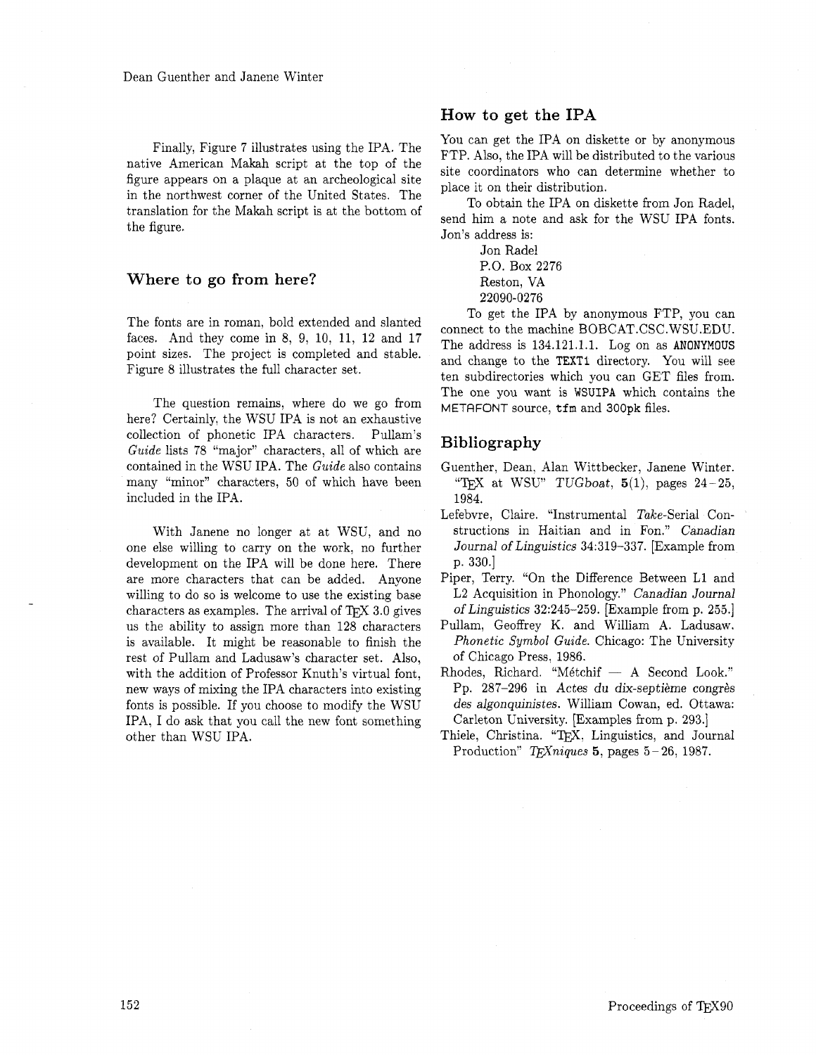Finally, Figure 7 illustrates using the IPA. The native American Makah script at the top of the figure appears on a plaque at an archeological site in the northwest corner of the United States. The translation for the Makah script is at the bottom of the figure.

## Where to go from here?

The fonts are in roman, bold extended and slanted faces. And they come in 8, 9, 10, 11, 12 and 17 point sizes. The project is completed and stable. Figure 8 illustrates the full character set.

The question remains, where do we go from here? Certainly, the WSU IPA is not an exhaustive collection of phonetic IPA characters. Pullam's *Guide* lists 78 "major" characters, all of which are contained in the WSU IPA. The *Guide* also contains many "minor" characters, 50 of which have been included in the IPA.

With Janene no longer at at WSU, and no one else willing to carry on the work, no further development on the IPA will be done here. There are more characters that can be added. Anyone willing to do so is welcome to use the existing base characters as examples. The arrival of TEX 3.0 gives us the ability to assign more than 128 characters is available. It might be reasonable to finish the rest of Pullam and Ladusaw's character set. Also, with the addition of Professor Knuth's virtual font, new ways of mixing the IPA characters into existing fonts is possible. If you choose to modify the WSU IPA, I do ask that you call the new font something other than WSU IPA.

## How to get the IPA

You can get the IPA on diskette or by anonymous FTP. Also, the IPA will be distributed to the various site coordinators who can determine whether to place it on their distribution.

To obtain the IPA on diskette from Jon Radel, send him a note and ask for the WSU IPA fonts. Jon's address is:

Jon Radel
P.O. Box 2276
Reston, VA
22090-0276

To get the IPA by anonymous FTP, you can connect to the machine BOBCAT.CSC.WSU.EDU. The address is 134.121.1.1. Log on as `ANONYMOUS` and change to the `TEXT1` directory. You will see ten subdirectories which you can GET files from. The one you want is `WSUIPA` which contains the METAFONT source, `tfm` and `300pk` files.

## Bibliography

Guenther, Dean, Alan Wittbecker, Janene Winter. "TEX at WSU" *TUGboat*, **5**(1), pages 24–25, 1984.

Lefebvre, Claire. "Instrumental *Take*-Serial Constructions in Haitian and in Fon." *Canadian Journal of Linguistics* 34:319–337. [Example from p. 330.]

Piper, Terry. "On the Difference Between L1 and L2 Acquisition in Phonology." *Canadian Journal of Linguistics* 32:245–259. [Example from p. 255.]

Pullam, Geoffrey K. and William A. Ladusaw. *Phonetic Symbol Guide*. Chicago: The University of Chicago Press, 1986.

Rhodes, Richard. "Métchif — A Second Look." Pp. 287–296 in *Actes du dix-septième congrès des algonquinistes*. William Cowan, ed. Ottawa: Carleton University. [Examples from p. 293.]

Thiele, Christina. "TEX, Linguistics, and Journal Production" *TEXniques* **5**, pages 5–26, 1987.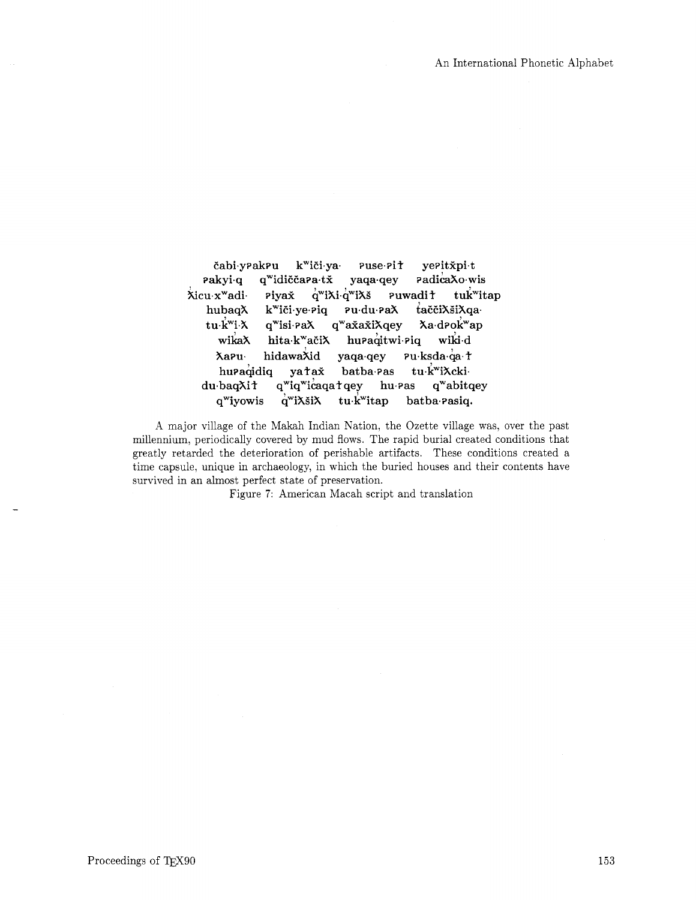čabi·yʔakʔu kʷiči·ya· ʔuse·ʔiɬ yeʔitx̌pi·t
ʔakyi·q qʷidiččaʔa·tx̌ yaqa·qey ʔadicaƛo·wis
ƛ̓icu·xʷadi· ʔiyax̌ q̓ʷiƛi·q̓ʷiƛš ʔuwadiɬ tuk̓ʷitap
hubaqƛ kʷiči·ye·ʔiq ʔu·du·ʔaƛ t̓aččiƛšiƛqa·
tu·k̓ʷi·ƛ qʷisi·ʔaƛ qʷax̌ax̌iƛqey ƛa·dʔok̓ʷap
wik̓aƛ hita·kʷačiƛ huʔaq̓itwi·ʔiq wik̓i·d
ƛaʔu· hidawaƛ̓id yaqa·qey ʔu·ksda·q̓a·ɬ
huʔaq̓idiq yaɬax̌ batba·ʔas tu·k̓ʷiƛcki·
du·baqƛiɬ qʷiqʷic̓aqaɬqey hu·ʔas qʷabitqey
qʷiyowis q̓ʷiƛšiƛ tu·k̓ʷitap batba·ʔasiq.

A major village of the Makah Indian Nation, the Ozette village was, over the past millennium, periodically covered by mud flows. The rapid burial created conditions that greatly retarded the deterioration of perishable artifacts. These conditions created a time capsule, unique in archaeology, in which the buried houses and their contents have survived in an almost perfect state of preservation.

Figure 7: American Macah script and translation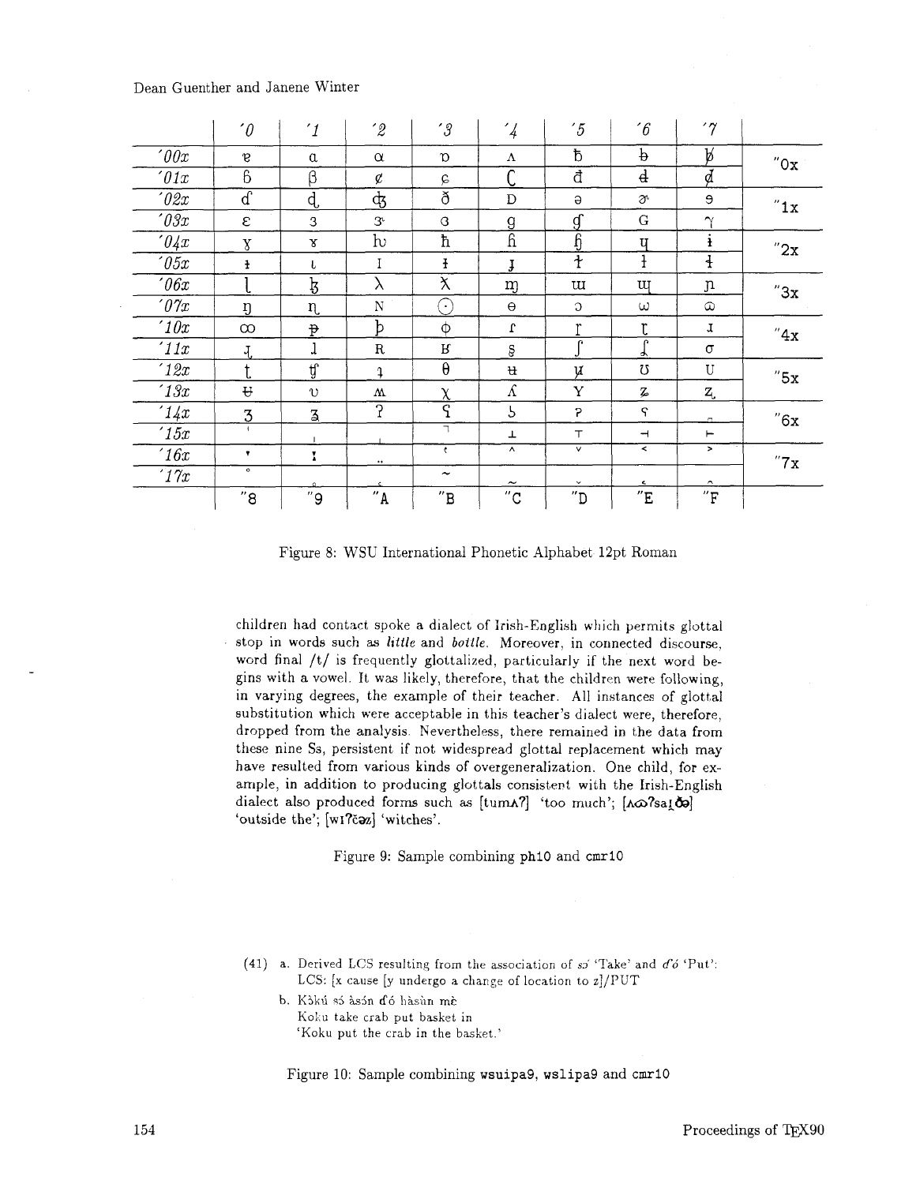|  | ´0 | ´1 | ´2 | ´3 | ´4 | ´5 | ´6 | ´7 |  |
|---|---|---|---|---|---|---|---|---|---|
| ´00x | ɐ | a | ɑ | ɒ | ʌ | ƀ | ƀ | ƀ | "0x |
| ´01x | ɓ | β | ȼ | ɕ | ɕ | đ | đ | đ | |
| ´02x | ɗ | ɖ | ʤ | ð | D | ə | ɚ | ɘ | "1x |
| ´03x | ɛ | ɜ | ɝ | ɞ | g | ɠ | G | ɤ | |
| ´04x | ɣ | ɤ | ɥ | ħ | ɦ | ɧ | ɥ | ɨ | "2x |
| ´05x | ɨ | ɩ | I | ɨ | ʝ | ƚ | ɫ | ɬ | |
| ´06x | ɭ | ɮ | λ | ƛ | ɱ | ɯ | ɰ | ɲ | "3x |
| ´07x | ŋ | ɳ | N | ʘ | ɵ | ɔ | ω | ɷ | |
| ´10x | ∞ | ᵽ | þ | ɸ | ɾ | ɼ | ɽ | ɹ | "4x |
| ´11x | ɻ | ɺ | R | ʁ | ʂ | ʃ | ʆ | σ | |
| ´12x | ʈ | ʧ | ɟ | θ | ʉ | ɥ | ʊ | U | "5x |
| ´13x | ʉ | ʋ | ʍ | χ | ʎ | Y | ʐ | ʑ | |
| ´14x | ʒ | ʓ | ʔ | ʕ | ʖ | ʡ | ʢ |  | "6x |
| ´15x |  |  |  | ˥ | ⊥ | ⊤ | ⊣ | ⊢ | |
| ´16x | ˈ | ː |  | ˞ | ˄ | ˅ | ˂ | ˃ | "7x |
| ´17x | ˚ |  |  | ~ |  |  |  |  | |
|  | "8 | "9 | "A | "B | "C | "D | "E | "F | |

Figure 8: WSU International Phonetic Alphabet 12pt Roman

children had contact spoke a dialect of Irish-English which permits glottal stop in words such as *little* and *bottle*. Moreover, in connected discourse, word final /t/ is frequently glottalized, particularly if the next word begins with a vowel. It was likely, therefore, that the children were following, in varying degrees, the example of their teacher. All instances of glottal substitution which were acceptable in this teacher's dialect were, therefore, dropped from the analysis. Nevertheless, there remained in the data from these nine Ss, persistent if not widespread glottal replacement which may have resulted from various kinds of overgeneralization. One child, for example, in addition to producing glottals consistent with the Irish-English dialect also produced forms such as [tumʌʔ] 'too much'; [ʌɷʔsaɪ̯ðə] 'outside the'; [wɪʔčəz] 'witches'.

Figure 9: Sample combining **ph10** and **cmr10**

(41) a. Derived LCS resulting from the association of sɔ́ 'Take' and ɗó 'Put':
LCS: [x cause [y undergo a change of location to z]/PUT

b. Kɔ̀kú sɔ́ àsɔ́n ɗó hàsùn mɛ̀
Koku take crab put basket in
'Koku put the crab in the basket.'

Figure 10: Sample combining **wsuipa9**, **wslipa9** and **cmr10**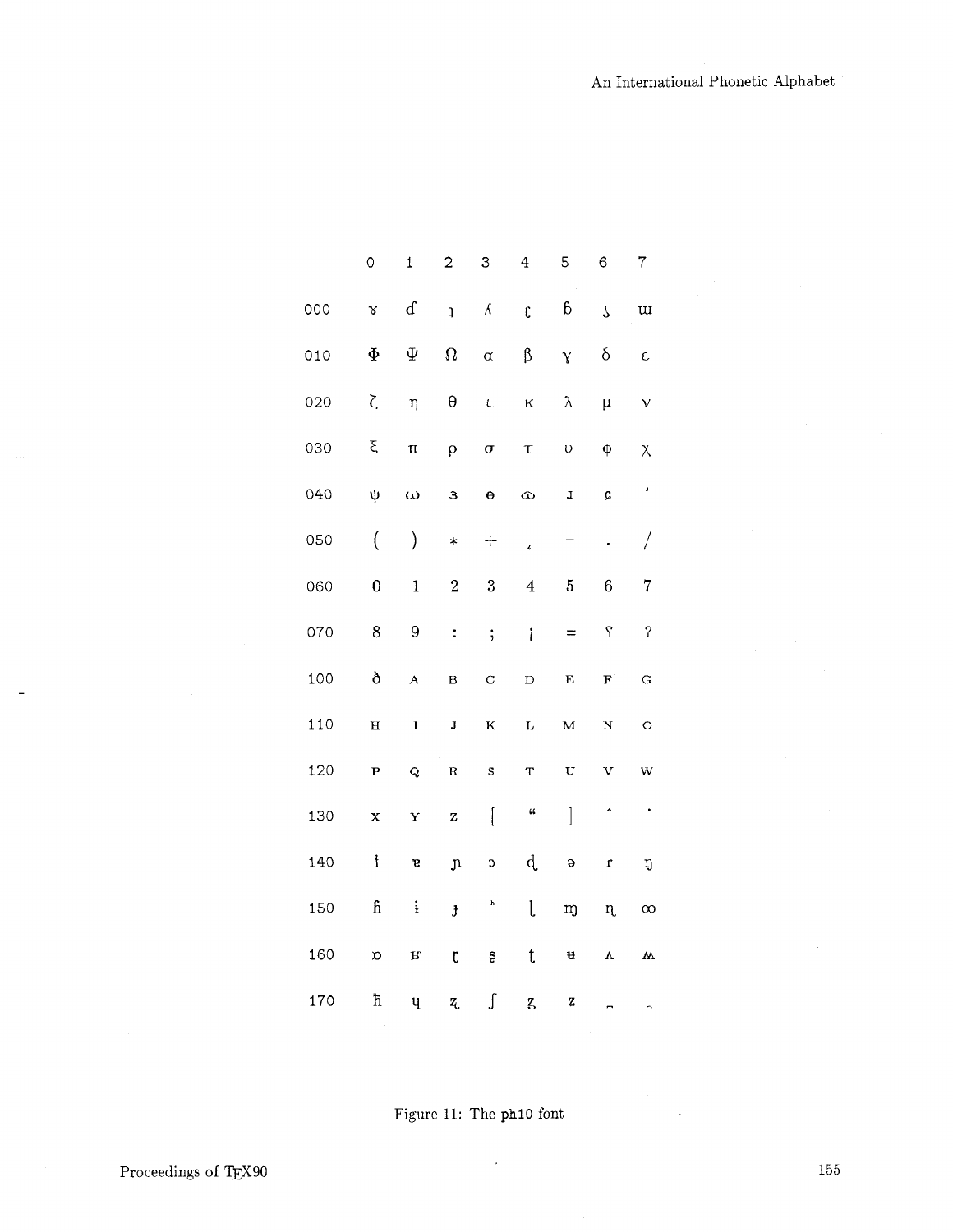|  | 0 | 1 | 2 | 3 | 4 | 5 | 6 | 7 |
|---|---|---|---|---|---|---|---|---|
| 000 | ɤ | ɗ | ɻ | ʎ | ɽ | ɓ | ʖ | ɯ |
| 010 | Φ | Ψ | Ω | α | β | γ | δ | ε |
| 020 | ζ | η | θ | ι | κ | λ | μ | ν |
| 030 | ξ | π | ρ | σ | τ | υ | φ | χ |
| 040 | ψ | ω | ɜ | ɵ | ɷ | ɪ | ç | ʲ |
| 050 | ( | ) | * | + | ˛ | − | . | / |
| 060 | 0 | 1 | 2 | 3 | 4 | 5 | 6 | 7 |
| 070 | 8 | 9 | : | ; | ¡ | = | ʕ | ʔ |
| 100 | ð | ᴀ | ʙ | ᴄ | ᴅ | ᴇ | ꜰ | ɢ |
| 110 | ʜ | ɪ | ᴊ | ᴋ | ʟ | ᴍ | ɴ | ᴏ |
| 120 | ᴘ | ǫ | ʀ | ꜱ | ᴛ | ᴜ | ᴠ | ᴡ |
| 130 | x | ʏ | ᴢ | [ | " | ] | ˆ | ˙ |
| 140 | ɨ | ɐ | ɲ | ɔ | ɖ | ə | ɾ | ŋ |
| 150 | ɦ | ɨ | ɟ | ʰ | ɭ | ɱ | ɳ | ∞ |
| 160 | ɒ | ʁ | ɼ | ʂ | ʈ | ʉ | ʌ | ʍ |
| 170 | ħ | ɥ | ʐ | ʃ | ʑ | ʒ | ̆ | ̑ |

Figure 11: The ph10 font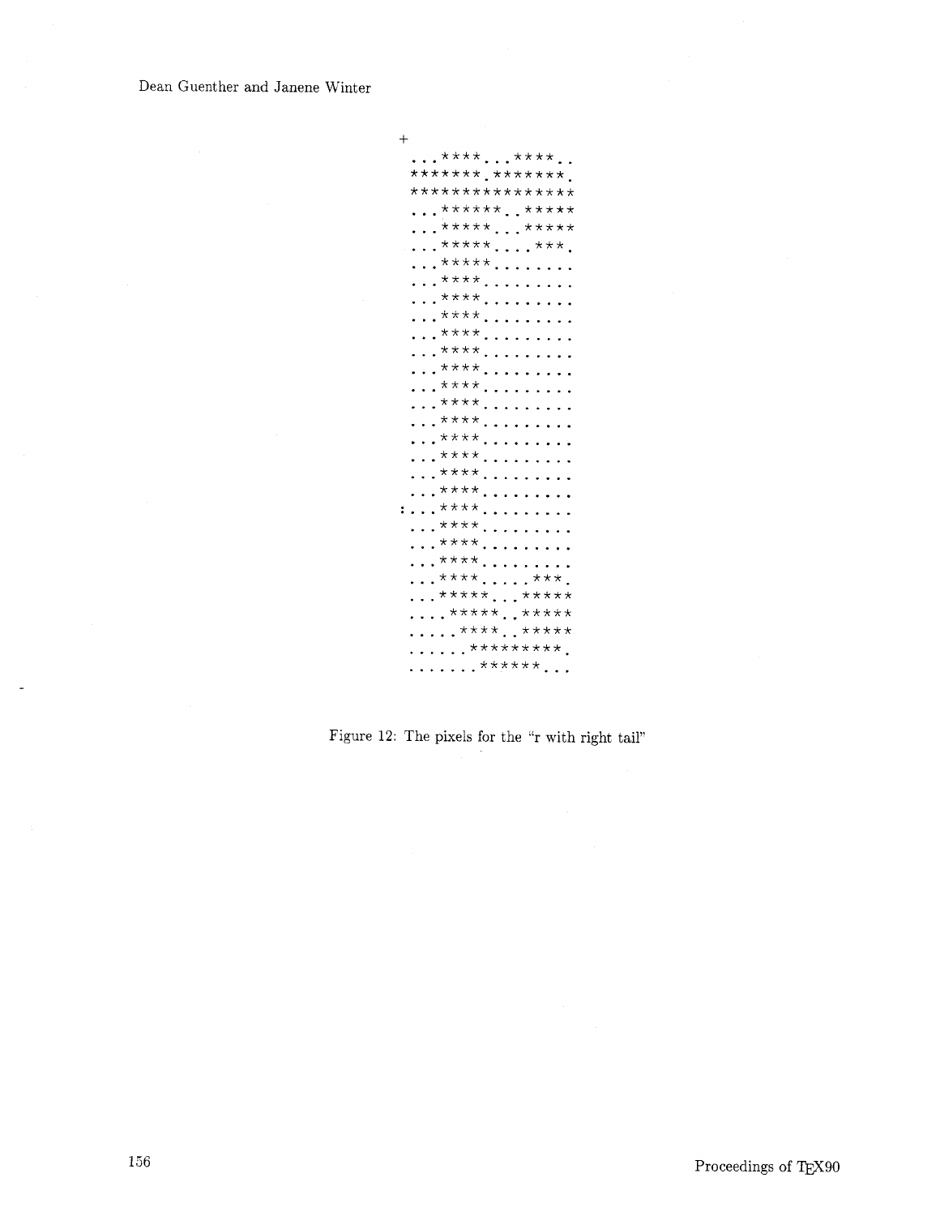```
+
...****...****..
*******.*******.
***************
...******..*****
...*****...*****
...*****....***.
...*****........
...****.........
...****.........
...****.........
...****.........
...****.........
...****.........
...****.........
...****.........
...****.........
...****.........
...****.........
...****.........
...****.........
:...****.........
...****.........
...****.........
...****.........
...****.....***.
...*****...*****
....*****..*****
.....****..*****
......*********.
.......******...
```

Figure 12: The pixels for the "r with right tail"